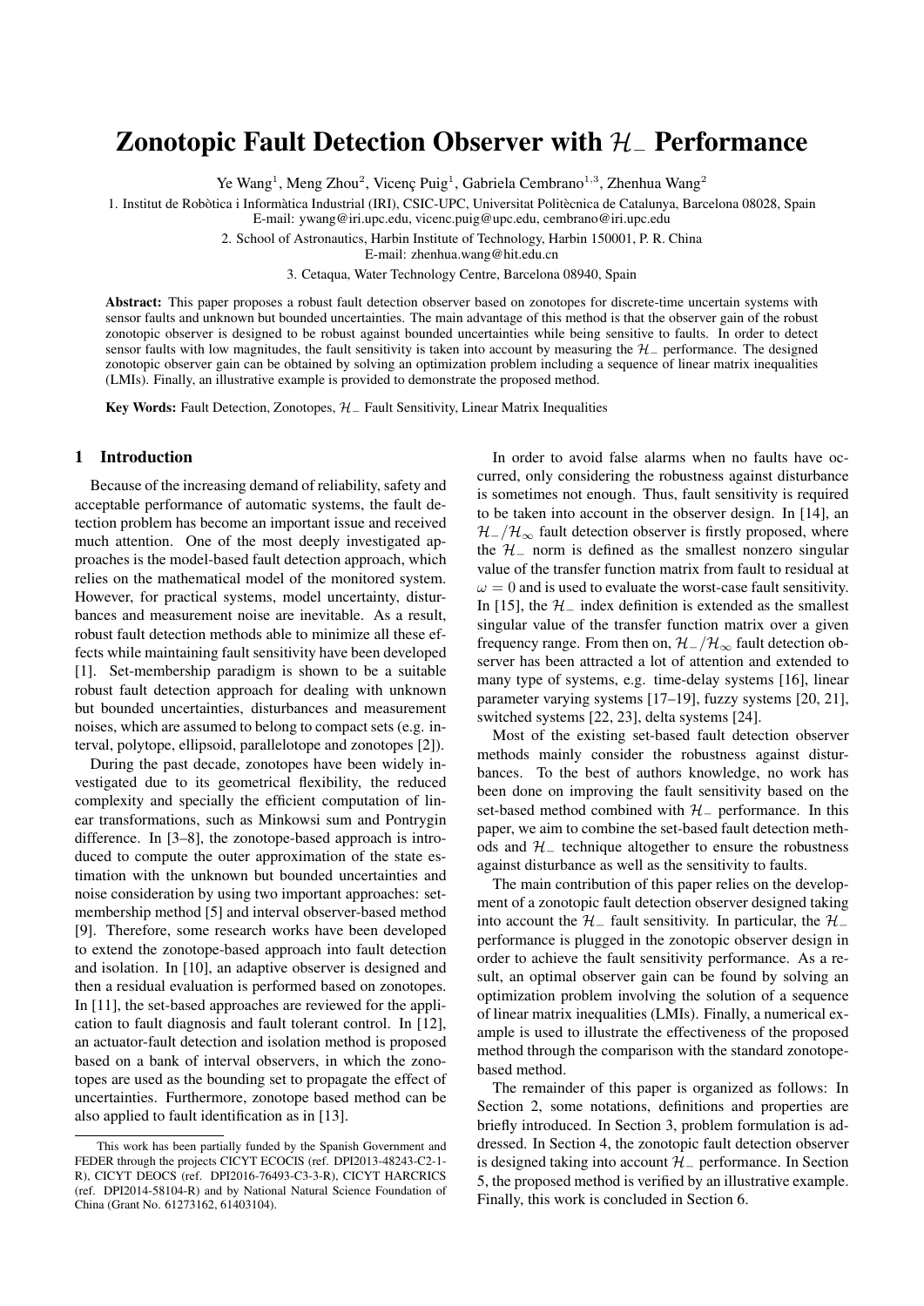# Zonotopic Fault Detection Observer with $\mathcal{H}_-$ Performance

Ye Wang[1], Meng Zhou[2], Vicenç Puig[1], Gabriela Cembrano[1,3], Zhenhua Wang[2]

1. Institut de Robòtica i Informàtica Industrial (IRI), CSIC-UPC, Universitat Politècnica de Catalunya, Barcelona 08028, Spain
E-mail: ywang@iri.upc.edu, vicenc.puig@upc.edu, cembrano@iri.upc.edu

2. School of Astronautics, Harbin Institute of Technology, Harbin 150001, P. R. China
E-mail: zhenhua.wang@hit.edu.cn

3. Cetaqua, Water Technology Centre, Barcelona 08940, Spain

**Abstract:** This paper proposes a robust fault detection observer based on zonotopes for discrete-time uncertain systems with sensor faults and unknown but bounded uncertainties. The main advantage of this method is that the observer gain of the robust zonotopic observer is designed to be robust against bounded uncertainties while being sensitive to faults. In order to detect sensor faults with low magnitudes, the fault sensitivity is taken into account by measuring the $\mathcal{H}_-$ performance. The designed zonotopic observer gain can be obtained by solving an optimization problem including a sequence of linear matrix inequalities (LMIs). Finally, an illustrative example is provided to demonstrate the proposed method.

**Key Words:** Fault Detection, Zonotopes, $\mathcal{H}_-$ Fault Sensitivity, Linear Matrix Inequalities

## 1 Introduction

Because of the increasing demand of reliability, safety and acceptable performance of automatic systems, the fault detection problem has become an important issue and received much attention. One of the most deeply investigated approaches is the model-based fault detection approach, which relies on the mathematical model of the monitored system. However, for practical systems, model uncertainty, disturbances and measurement noise are inevitable. As a result, robust fault detection methods able to minimize all these effects while maintaining fault sensitivity have been developed [1]. Set-membership paradigm is shown to be a suitable robust fault detection approach for dealing with unknown but bounded uncertainties, disturbances and measurement noises, which are assumed to belong to compact sets (e.g. interval, polytope, ellipsoid, parallelotope and zonotopes [2]).

During the past decade, zonotopes have been widely investigated due to its geometrical flexibility, the reduced complexity and specially the efficient computation of linear transformations, such as Minkowsi sum and Pontrygin difference. In [3–8], the zonotope-based approach is introduced to compute the outer approximation of the state estimation with the unknown but bounded uncertainties and noise consideration by using two important approaches: set-membership method [5] and interval observer-based method [9]. Therefore, some research works have been developed to extend the zonotope-based approach into fault detection and isolation. In [10], an adaptive observer is designed and then a residual evaluation is performed based on zonotopes. In [11], the set-based approaches are reviewed for the application to fault diagnosis and fault tolerant control. In [12], an actuator-fault detection and isolation method is proposed based on a bank of interval observers, in which the zonotopes are used as the bounding set to propagate the effect of uncertainties. Furthermore, zonotope based method can be also applied to fault identification as in [13].

In order to avoid false alarms when no faults have occurred, only considering the robustness against disturbance is sometimes not enough. Thus, fault sensitivity is required to be taken into account in the observer design. In [14], an $\mathcal{H}_-/\mathcal{H}_\infty$ fault detection observer is firstly proposed, where the $\mathcal{H}_-$ norm is defined as the smallest nonzero singular value of the transfer function matrix from fault to residual at $\omega = 0$ and is used to evaluate the worst-case fault sensitivity. In [15], the $\mathcal{H}_-$ index definition is extended as the smallest singular value of the transfer function matrix over a given frequency range. From then on, $\mathcal{H}_-/\mathcal{H}_\infty$ fault detection observer has been attracted a lot of attention and extended to many type of systems, e.g. time-delay systems [16], linear parameter varying systems [17–19], fuzzy systems [20, 21], switched systems [22, 23], delta systems [24].

Most of the existing set-based fault detection observer methods mainly consider the robustness against disturbances. To the best of authors knowledge, no work has been done on improving the fault sensitivity based on the set-based method combined with $\mathcal{H}_-$ performance. In this paper, we aim to combine the set-based fault detection methods and $\mathcal{H}_-$ technique altogether to ensure the robustness against disturbance as well as the sensitivity to faults.

The main contribution of this paper relies on the development of a zonotopic fault detection observer designed taking into account the $\mathcal{H}_-$ fault sensitivity. In particular, the $\mathcal{H}_-$ performance is plugged in the zonotopic observer design in order to achieve the fault sensitivity performance. As a result, an optimal observer gain can be found by solving an optimization problem involving the solution of a sequence of linear matrix inequalities (LMIs). Finally, a numerical example is used to illustrate the effectiveness of the proposed method through the comparison with the standard zonotope-based method.

The remainder of this paper is organized as follows: In Section 2, some notations, definitions and properties are briefly introduced. In Section 3, problem formulation is addressed. In Section 4, the zonotopic fault detection observer is designed taking into account $\mathcal{H}_-$ performance. In Section 5, the proposed method is verified by an illustrative example. Finally, this work is concluded in Section 6.

This work has been partially funded by the Spanish Government and FEDER through the projects CICYT ECOCIS (ref. DPI2013-48243-C2-1-R), CICYT DEOCS (ref. DPI2016-76493-C3-3-R), CICYT HARCRICS (ref. DPI2014-58104-R) and by National Natural Science Foundation of China (Grant No. 61273162, 61403104).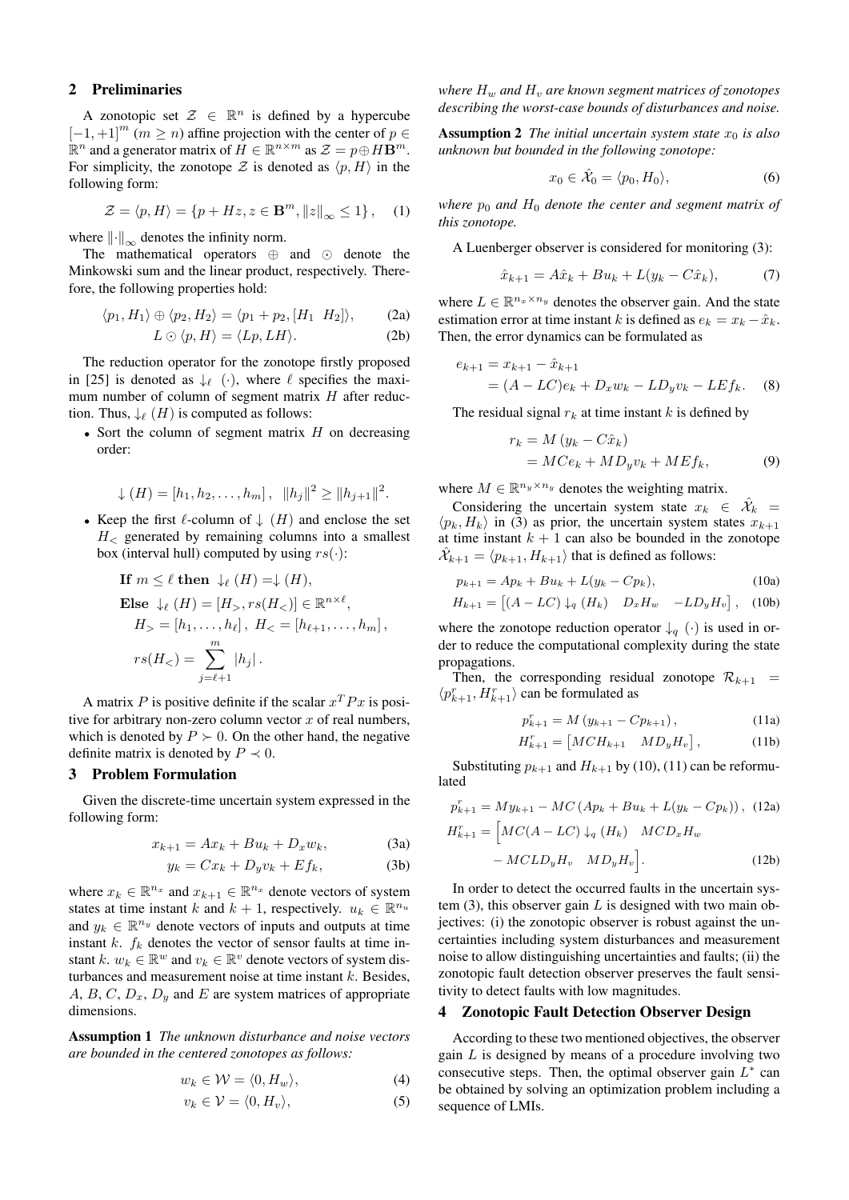## 2 Preliminaries

A zonotopic set $\mathcal{Z} \in \mathbb{R}^n$ is defined by a hypercube $[-1,+1]^m$ ($m \geq n$) affine projection with the center of $p \in \mathbb{R}^n$ and a generator matrix of $H \in \mathbb{R}^{n\times m}$ as $\mathcal{Z} = p \oplus H\mathbf{B}^m$. For simplicity, the zonotope $\mathcal{Z}$ is denoted as $\langle p, H\rangle$ in the following form:

$$\mathcal{Z} = \langle p, H\rangle = \{p + Hz, z \in \mathbf{B}^m, \|z\|_\infty \leq 1\}, \quad (1)$$

where $\|\cdot\|_\infty$ denotes the infinity norm.

The mathematical operators $\oplus$ and $\odot$ denote the Minkowski sum and the linear product, respectively. Therefore, the following properties hold:

$$\langle p_1, H_1\rangle \oplus \langle p_2, H_2\rangle = \langle p_1 + p_2, [H_1 \;\; H_2]\rangle, \quad (2a)$$

$$L \odot \langle p, H\rangle = \langle Lp, LH\rangle. \quad (2b)$$

The reduction operator for the zonotope firstly proposed in [25] is denoted as $\downarrow_\ell(\cdot)$, where $\ell$ specifies the maximum number of column of segment matrix $H$ after reduction. Thus, $\downarrow_\ell(H)$ is computed as follows:

- Sort the column of segment matrix $H$ on decreasing order:

$$\downarrow(H) = [h_1, h_2, \ldots, h_m], \;\; \|h_j\|^2 \geq \|h_{j+1}\|^2.$$

- Keep the first $\ell$-column of $\downarrow(H)$ and enclose the set $H_<$ generated by remaining columns into a smallest box (interval hull) computed by using $rs(\cdot)$:

$$\begin{aligned}
&\textbf{If } m \leq \ell \textbf{ then } \downarrow_\ell(H) = \downarrow(H),\\
&\textbf{Else } \downarrow_\ell(H) = [H_>, rs(H_<)] \in \mathbb{R}^{n\times\ell},\\
&\quad H_> = [h_1, \ldots, h_\ell], \; H_< = [h_{\ell+1}, \ldots, h_m],\\
&\quad rs(H_<) = \sum_{j=\ell+1}^{m} |h_j|.
\end{aligned}$$

A matrix $P$ is positive definite if the scalar $x^T P x$ is positive for arbitrary non-zero column vector $x$ of real numbers, which is denoted by $P \succ 0$. On the other hand, the negative definite matrix is denoted by $P \prec 0$.

## 3 Problem Formulation

Given the discrete-time uncertain system expressed in the following form:

$$x_{k+1} = Ax_k + Bu_k + D_x w_k, \quad (3a)$$

$$y_k = Cx_k + D_y v_k + Ef_k, \quad (3b)$$

where $x_k \in \mathbb{R}^{n_x}$ and $x_{k+1} \in \mathbb{R}^{n_x}$ denote vectors of system states at time instant $k$ and $k+1$, respectively. $u_k \in \mathbb{R}^{n_u}$ and $y_k \in \mathbb{R}^{n_y}$ denote vectors of inputs and outputs at time instant $k$. $f_k$ denotes the vector of sensor faults at time instant $k$. $w_k \in \mathbb{R}^w$ and $v_k \in \mathbb{R}^v$ denote vectors of system disturbances and measurement noise at time instant $k$. Besides, $A$, $B$, $C$, $D_x$, $D_y$ and $E$ are system matrices of appropriate dimensions.

**Assumption 1** *The unknown disturbance and noise vectors are bounded in the centered zonotopes as follows:*

$$w_k \in \mathcal{W} = \langle 0, H_w\rangle, \quad (4)$$

$$v_k \in \mathcal{V} = \langle 0, H_v\rangle, \quad (5)$$

*where $H_w$ and $H_v$ are known segment matrices of zonotopes describing the worst-case bounds of disturbances and noise.*

**Assumption 2** *The initial uncertain system state $x_0$ is also unknown but bounded in the following zonotope:*

$$x_0 \in \hat{\mathcal{X}}_0 = \langle p_0, H_0\rangle, \quad (6)$$

*where $p_0$ and $H_0$ denote the center and segment matrix of this zonotope.*

A Luenberger observer is considered for monitoring (3):

$$\hat{x}_{k+1} = A\hat{x}_k + Bu_k + L(y_k - C\hat{x}_k), \quad (7)$$

where $L \in \mathbb{R}^{n_x\times n_y}$ denotes the observer gain. And the state estimation error at time instant $k$ is defined as $e_k = x_k - \hat{x}_k$. Then, the error dynamics can be formulated as

$$\begin{aligned}
e_{k+1} &= x_{k+1} - \hat{x}_{k+1}\\
&= (A - LC)e_k + D_x w_k - LD_y v_k - LEf_k. \quad (8)
\end{aligned}$$

The residual signal $r_k$ at time instant $k$ is defined by

$$\begin{aligned}
r_k &= M(y_k - C\hat{x}_k)\\
&= MCe_k + MD_y v_k + MEf_k, \quad (9)
\end{aligned}$$

where $M \in \mathbb{R}^{n_y\times n_y}$ denotes the weighting matrix.

Considering the uncertain system state $x_k \in \hat{\mathcal{X}}_k = \langle p_k, H_k\rangle$ in (3) as prior, the uncertain system states $x_{k+1}$ at time instant $k+1$ can also be bounded in the zonotope $\hat{\mathcal{X}}_{k+1} = \langle p_{k+1}, H_{k+1}\rangle$ that is defined as follows:

$$p_{k+1} = Ap_k + Bu_k + L(y_k - Cp_k), \quad (10a)$$

$$H_{k+1} = \begin{bmatrix}(A - LC)\downarrow_q(H_k) & D_x H_w & -LD_y H_v\end{bmatrix}, \quad (10b)$$

where the zonotope reduction operator $\downarrow_q(\cdot)$ is used in order to reduce the computational complexity during the state propagations.

Then, the corresponding residual zonotope $\mathcal{R}_{k+1} = \langle p^r_{k+1}, H^r_{k+1}\rangle$ can be formulated as

$$p^r_{k+1} = M(y_{k+1} - Cp_{k+1}), \quad (11a)$$

$$H^r_{k+1} = \begin{bmatrix}MCH_{k+1} & MD_y H_v\end{bmatrix}, \quad (11b)$$

Substituting $p_{k+1}$ and $H_{k+1}$ by (10), (11) can be reformulated

$$p^r_{k+1} = My_{k+1} - MC(Ap_k + Bu_k + L(y_k - Cp_k)), \quad (12a)$$

$$\begin{aligned}
H^r_{k+1} = \Big[&MC(A - LC)\downarrow_q(H_k) \quad MCD_x H_w\\
&- MCLD_y H_v \quad MD_y H_v\Big]. \quad (12b)
\end{aligned}$$

In order to detect the occurred faults in the uncertain system (3), this observer gain $L$ is designed with two main objectives: (i) the zonotopic observer is robust against the uncertainties including system disturbances and measurement noise to allow distinguishing uncertainties and faults; (ii) the zonotopic fault detection observer preserves the fault sensitivity to detect faults with low magnitudes.

## 4 Zonotopic Fault Detection Observer Design

According to these two mentioned objectives, the observer gain $L$ is designed by means of a procedure involving two consecutive steps. Then, the optimal observer gain $L^*$ can be obtained by solving an optimization problem including a sequence of LMIs.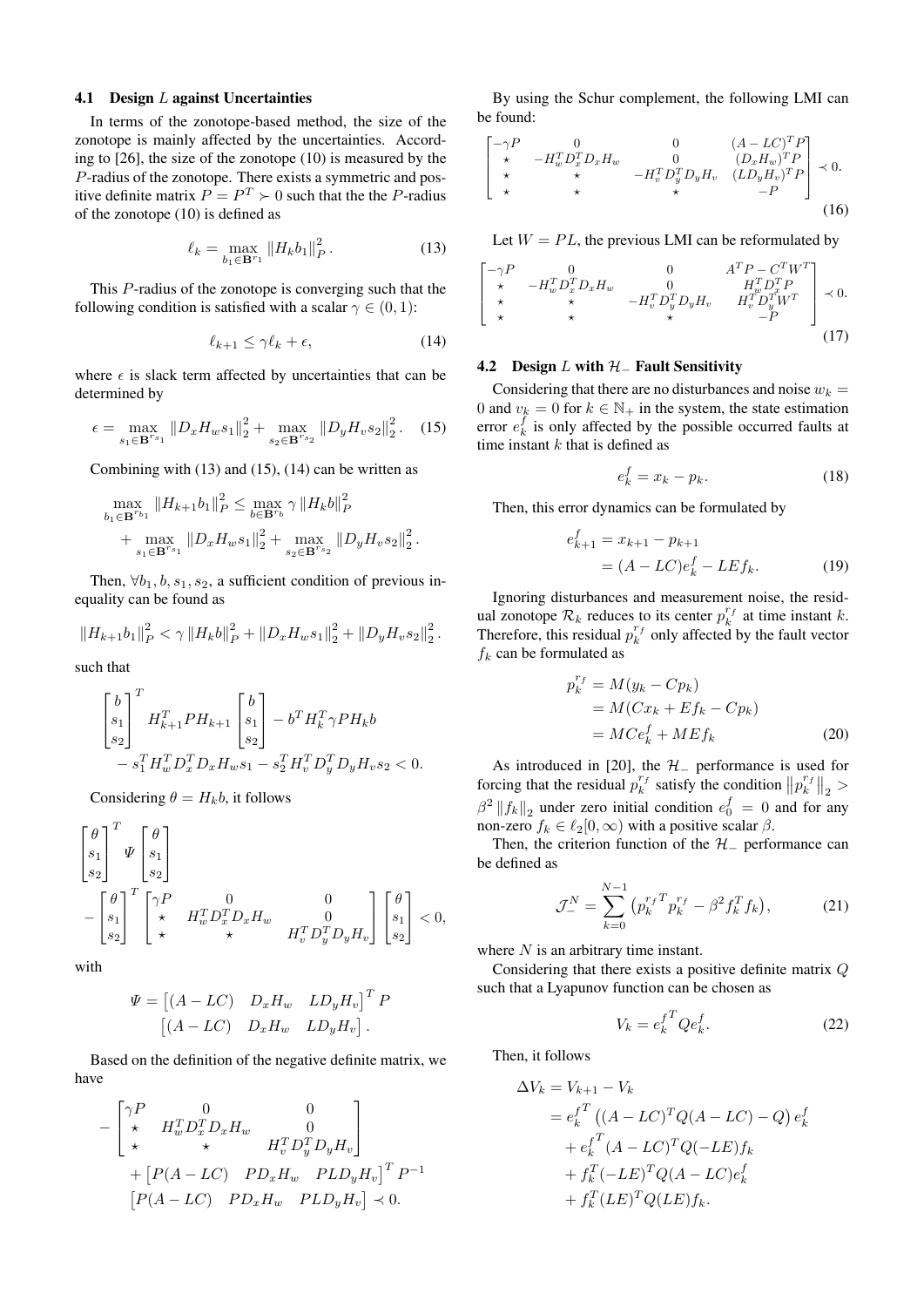### 4.1 Design $L$ against Uncertainties

In terms of the zonotope-based method, the size of the zonotope is mainly affected by the uncertainties. According to [26], the size of the zonotope (10) is measured by the $P$-radius of the zonotope. There exists a symmetric and positive definite matrix $P = P^T \succ 0$ such that the the $P$-radius of the zonotope (10) is defined as

$$\ell_k = \max_{b_1 \in \mathbf{B}^{r_1}} \| H_k b_1 \|_P^2 . \tag{13}$$

This $P$-radius of the zonotope is converging such that the following condition is satisfied with a scalar $\gamma \in (0, 1)$:

$$\ell_{k+1} \leq \gamma \ell_k + \epsilon, \tag{14}$$

where $\epsilon$ is slack term affected by uncertainties that can be determined by

$$\epsilon = \max_{s_1 \in \mathbf{B}^{r_{s_1}}} \| D_x H_w s_1 \|_2^2 + \max_{s_2 \in \mathbf{B}^{r_{s_2}}} \| D_y H_v s_2 \|_2^2 . \tag{15}$$

Combining with (13) and (15), (14) can be written as

$$\max_{b_1 \in \mathbf{B}^{r_{b_1}}} \| H_{k+1} b_1 \|_P^2 \leq \max_{b \in \mathbf{B}^{r_b}} \gamma \| H_k b \|_P^2 + \max_{s_1 \in \mathbf{B}^{r_{s_1}}} \| D_x H_w s_1 \|_2^2 + \max_{s_2 \in \mathbf{B}^{r_{s_2}}} \| D_y H_v s_2 \|_2^2 .$$

Then, $\forall b_1, b, s_1, s_2$, a sufficient condition of previous inequality can be found as

$$\| H_{k+1} b_1 \|_P^2 < \gamma \| H_k b \|_P^2 + \| D_x H_w s_1 \|_2^2 + \| D_y H_v s_2 \|_2^2 .$$

such that

$$\begin{bmatrix} b \\ s_1 \\ s_2 \end{bmatrix}^T H_{k+1}^T P H_{k+1} \begin{bmatrix} b \\ s_1 \\ s_2 \end{bmatrix} - b^T H_k^T \gamma P H_k b - s_1^T H_w^T D_x^T D_x H_w s_1 - s_2^T H_v^T D_y^T D_y H_v s_2 < 0.$$

Considering $\theta = H_k b$, it follows

$$\begin{bmatrix} \theta \\ s_1 \\ s_2 \end{bmatrix}^T \varPsi \begin{bmatrix} \theta \\ s_1 \\ s_2 \end{bmatrix} - \begin{bmatrix} \theta \\ s_1 \\ s_2 \end{bmatrix}^T \begin{bmatrix} \gamma P & 0 & 0 \\ \star & H_w^T D_x^T D_x H_w & 0 \\ \star & \star & H_v^T D_y^T D_y H_v \end{bmatrix} \begin{bmatrix} \theta \\ s_1 \\ s_2 \end{bmatrix} < 0,$$

with

$$\varPsi = \begin{bmatrix} (A - LC) & D_x H_w & L D_y H_v \end{bmatrix}^T P \begin{bmatrix} (A - LC) & D_x H_w & L D_y H_v \end{bmatrix}.$$

Based on the definition of the negative definite matrix, we have

$$- \begin{bmatrix} \gamma P & 0 & 0 \\ \star & H_w^T D_x^T D_x H_w & 0 \\ \star & \star & H_v^T D_y^T D_y H_v \end{bmatrix} + \begin{bmatrix} P(A - LC) & P D_x H_w & P L D_y H_v \end{bmatrix}^T P^{-1} \begin{bmatrix} P(A - LC) & P D_x H_w & P L D_y H_v \end{bmatrix} \prec 0.$$

By using the Schur complement, the following LMI can be found:

$$\begin{bmatrix} -\gamma P & 0 & 0 & (A - LC)^T P \\ \star & -H_w^T D_x^T D_x H_w & 0 & (D_x H_w)^T P \\ \star & \star & -H_v^T D_y^T D_y H_v & (L D_y H_v)^T P \\ \star & \star & \star & -P \end{bmatrix} \prec 0. \tag{16}$$

Let $W = PL$, the previous LMI can be reformulated by

$$\begin{bmatrix} -\gamma P & 0 & 0 & A^T P - C^T W^T \\ \star & -H_w^T D_x^T D_x H_w & 0 & H_w^T D_x^T P \\ \star & \star & -H_v^T D_y^T D_y H_v & H_v^T D_y^T W^T \\ \star & \star & \star & -P \end{bmatrix} \prec 0. \tag{17}$$

### 4.2 Design $L$ with $\mathcal{H}_-$ Fault Sensitivity

Considering that there are no disturbances and noise $w_k = 0$ and $v_k = 0$ for $k \in \mathbb{N}_+$ in the system, the state estimation error $e_k^f$ is only affected by the possible occurred faults at time instant $k$ that is defined as

$$e_k^f = x_k - p_k. \tag{18}$$

Then, this error dynamics can be formulated by

$$\begin{aligned} e_{k+1}^f &= x_{k+1} - p_{k+1} \\ &= (A - LC) e_k^f - L E f_k. \end{aligned} \tag{19}$$

Ignoring disturbances and measurement noise, the residual zonotope $\mathcal{R}_k$ reduces to its center $p_k^{r_f}$ at time instant $k$. Therefore, this residual $p_k^{r_f}$ only affected by the fault vector $f_k$ can be formulated as

$$\begin{aligned} p_k^{r_f} &= M(y_k - C p_k) \\ &= M(C x_k + E f_k - C p_k) \\ &= M C e_k^f + M E f_k \end{aligned} \tag{20}$$

As introduced in [20], the $\mathcal{H}_-$ performance is used for forcing that the residual $p_k^{r_f}$ satisfy the condition $\| p_k^{r_f} \|_2 > \beta^2 \| f_k \|_2$ under zero initial condition $e_0^f = 0$ and for any non-zero $f_k \in \ell_2[0, \infty)$ with a positive scalar $\beta$.

Then, the criterion function of the $\mathcal{H}_-$ performance can be defined as

$$\mathcal{J}_-^N = \sum_{k=0}^{N-1} \left( {p_k^{r_f}}^T p_k^{r_f} - \beta^2 f_k^T f_k \right), \tag{21}$$

where $N$ is an arbitrary time instant.

Considering that there exists a positive definite matrix $Q$ such that a Lyapunov function can be chosen as

$$V_k = {e_k^f}^T Q e_k^f. \tag{22}$$

Then, it follows

$$\begin{aligned} \Delta V_k &= V_{k+1} - V_k \\ &= {e_k^f}^T \left( (A - LC)^T Q (A - LC) - Q \right) e_k^f \\ &\quad + {e_k^f}^T (A - LC)^T Q (-LE) f_k \\ &\quad + f_k^T (-LE)^T Q (A - LC) e_k^f \\ &\quad + f_k^T (LE)^T Q (LE) f_k. \end{aligned}$$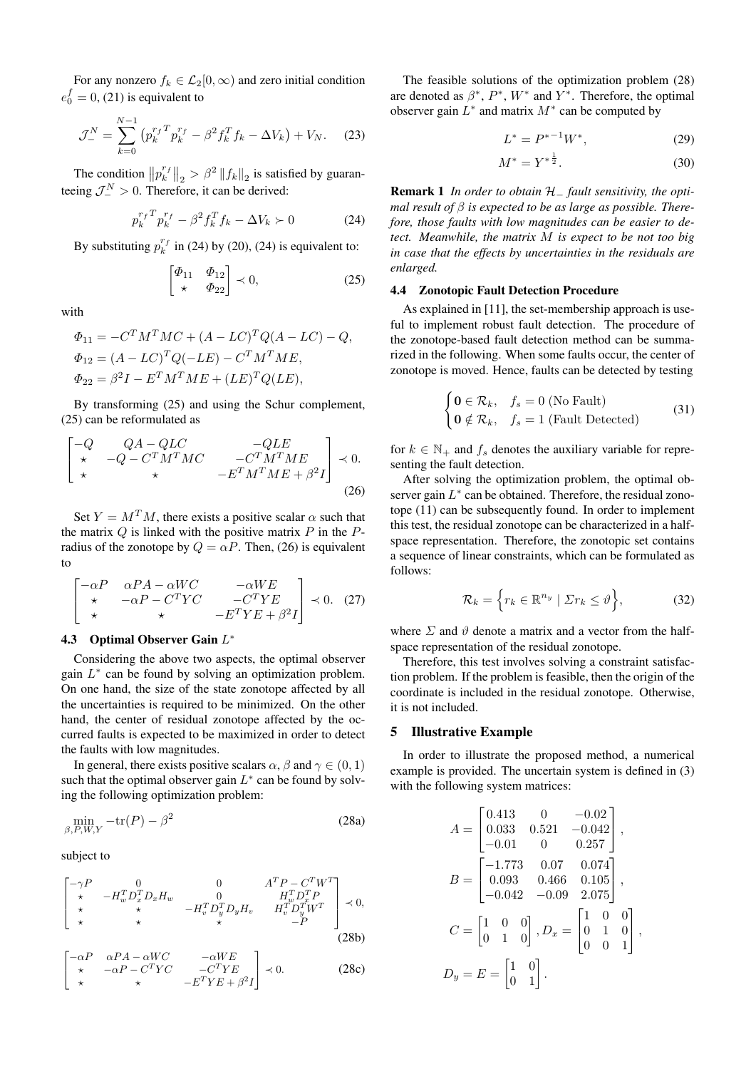For any nonzero $f_k \in \mathcal{L}_2[0,\infty)$ and zero initial condition $e_0^f = 0$, (21) is equivalent to

$$\mathcal{J}_-^N = \sum_{k=0}^{N-1} \left( {p_k^{r_f}}^T p_k^{r_f} - \beta^2 f_k^T f_k - \Delta V_k \right) + V_N. \tag{23}$$

The condition $\left\|p_k^{r_f}\right\|_2 > \beta^2 \left\|f_k\right\|_2$ is satisfied by guaranteeing $\mathcal{J}_-^N > 0$. Therefore, it can be derived:

$${p_k^{r_f}}^T p_k^{r_f} - \beta^2 f_k^T f_k - \Delta V_k \succ 0 \tag{24}$$

By substituting $p_k^{r_f}$ in (24) by (20), (24) is equivalent to:

$$\begin{bmatrix} \Phi_{11} & \Phi_{12} \\ \star & \Phi_{22} \end{bmatrix} \prec 0, \tag{25}$$

with

$$\begin{aligned}
\Phi_{11} &= -C^T M^T M C + (A - LC)^T Q (A - LC) - Q, \\
\Phi_{12} &= (A - LC)^T Q(-LE) - C^T M^T M E, \\
\Phi_{22} &= \beta^2 I - E^T M^T M E + (LE)^T Q (LE),
\end{aligned}$$

By transforming (25) and using the Schur complement, (25) can be reformulated as

$$\begin{bmatrix} -Q & QA - QLC & -QLE \\ \star & -Q - C^T M^T M C & -C^T M^T M E \\ \star & \star & -E^T M^T M E + \beta^2 I \end{bmatrix} \prec 0. \tag{26}$$

Set $Y = M^T M$, there exists a positive scalar $\alpha$ such that the matrix $Q$ is linked with the positive matrix $P$ in the $P$-radius of the zonotope by $Q = \alpha P$. Then, (26) is equivalent to

$$\begin{bmatrix} -\alpha P & \alpha P A - \alpha W C & -\alpha W E \\ \star & -\alpha P - C^T Y C & -C^T Y E \\ \star & \star & -E^T Y E + \beta^2 I \end{bmatrix} \prec 0. \tag{27}$$

### 4.3 Optimal Observer Gain $L^*$

Considering the above two aspects, the optimal observer gain $L^*$ can be found by solving an optimization problem. On one hand, the size of the state zonotope affected by all the uncertainties is required to be minimized. On the other hand, the center of residual zonotope affected by the occurred faults is expected to be maximized in order to detect the faults with low magnitudes.

In general, there exists positive scalars $\alpha$, $\beta$ and $\gamma \in (0,1)$ such that the optimal observer gain $L^*$ can be found by solving the following optimization problem:

$$\min_{\beta, P, W, Y} -\mathrm{tr}(P) - \beta^2 \tag{28a}$$

subject to

$$\begin{bmatrix} -\gamma P & 0 & 0 & A^T P - C^T W^T \\ \star & -H_w^T D_x^T D_x H_w & 0 & H_w^T D_x^T P \\ \star & \star & -H_v^T D_y^T D_y H_v & H_v^T D_y^T W^T \\ \star & \star & \star & -P \end{bmatrix} \prec 0, \tag{28b}$$

$$\begin{bmatrix} -\alpha P & \alpha P A - \alpha W C & -\alpha W E \\ \star & -\alpha P - C^T Y C & -C^T Y E \\ \star & \star & -E^T Y E + \beta^2 I \end{bmatrix} \prec 0. \tag{28c}$$

The feasible solutions of the optimization problem (28) are denoted as $\beta^*$, $P^*$, $W^*$ and $Y^*$. Therefore, the optimal observer gain $L^*$ and matrix $M^*$ can be computed by

$$L^* = {P^*}^{-1} W^*, \tag{29}$$

$$M^* = {Y^*}^{\frac{1}{2}}. \tag{30}$$

**Remark 1** *In order to obtain $\mathcal{H}_-$ fault sensitivity, the optimal result of $\beta$ is expected to be as large as possible. Therefore, those faults with low magnitudes can be easier to detect. Meanwhile, the matrix $M$ is expect to be not too big in case that the effects by uncertainties in the residuals are enlarged.*

### 4.4 Zonotopic Fault Detection Procedure

As explained in [11], the set-membership approach is useful to implement robust fault detection. The procedure of the zonotope-based fault detection method can be summarized in the following. When some faults occur, the center of zonotope is moved. Hence, faults can be detected by testing

$$\begin{cases} \mathbf{0} \in \mathcal{R}_k, & f_s = 0 \text{ (No Fault)} \\ \mathbf{0} \notin \mathcal{R}_k, & f_s = 1 \text{ (Fault Detected)} \end{cases} \tag{31}$$

for $k \in \mathbb{N}_+$ and $f_s$ denotes the auxiliary variable for representing the fault detection.

After solving the optimization problem, the optimal observer gain $L^*$ can be obtained. Therefore, the residual zonotope (11) can be subsequently found. In order to implement this test, the residual zonotope can be characterized in a half-space representation. Therefore, the zonotopic set contains a sequence of linear constraints, which can be formulated as follows:

$$\mathcal{R}_k = \left\{ r_k \in \mathbb{R}^{n_y} \mid \Sigma r_k \leq \vartheta \right\}, \tag{32}$$

where $\Sigma$ and $\vartheta$ denote a matrix and a vector from the half-space representation of the residual zonotope.

Therefore, this test involves solving a constraint satisfaction problem. If the problem is feasible, then the origin of the coordinate is included in the residual zonotope. Otherwise, it is not included.

## 5 Illustrative Example

In order to illustrate the proposed method, a numerical example is provided. The uncertain system is defined in (3) with the following system matrices:

$$A = \begin{bmatrix} 0.413 & 0 & -0.02 \\ 0.033 & 0.521 & -0.042 \\ -0.01 & 0 & 0.257 \end{bmatrix},$$

$$B = \begin{bmatrix} -1.773 & 0.07 & 0.074 \\ 0.093 & 0.466 & 0.105 \\ -0.042 & -0.09 & 2.075 \end{bmatrix},$$

$$C = \begin{bmatrix} 1 & 0 & 0 \\ 0 & 1 & 0 \end{bmatrix}, D_x = \begin{bmatrix} 1 & 0 & 0 \\ 0 & 1 & 0 \\ 0 & 0 & 1 \end{bmatrix},$$

$$D_y = E = \begin{bmatrix} 1 & 0 \\ 0 & 1 \end{bmatrix}.$$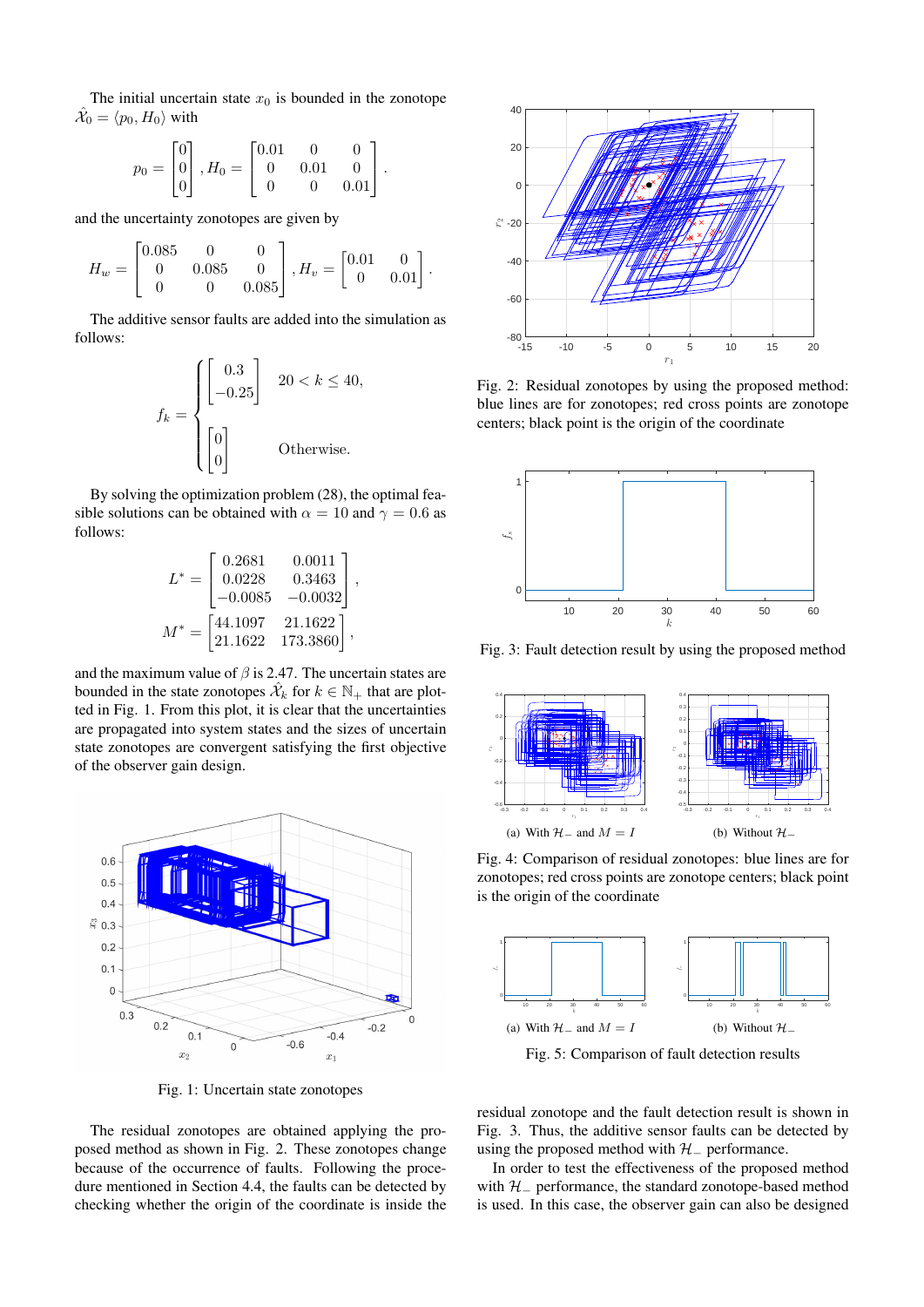The initial uncertain state $x_0$ is bounded in the zonotope $\hat{\mathcal{X}}_0 = \langle p_0, H_0 \rangle$ with

$$p_0 = \begin{bmatrix} 0 \\ 0 \\ 0 \end{bmatrix}, H_0 = \begin{bmatrix} 0.01 & 0 & 0 \\ 0 & 0.01 & 0 \\ 0 & 0 & 0.01 \end{bmatrix}.$$

and the uncertainty zonotopes are given by

$$H_w = \begin{bmatrix} 0.085 & 0 & 0 \\ 0 & 0.085 & 0 \\ 0 & 0 & 0.085 \end{bmatrix}, H_v = \begin{bmatrix} 0.01 & 0 \\ 0 & 0.01 \end{bmatrix}.$$

The additive sensor faults are added into the simulation as follows:

$$f_k = \begin{cases} \begin{bmatrix} 0.3 \\ -0.25 \end{bmatrix} & 20 < k \leq 40, \\ \begin{bmatrix} 0 \\ 0 \end{bmatrix} & \text{Otherwise.} \end{cases}$$

By solving the optimization problem (28), the optimal feasible solutions can be obtained with $\alpha = 10$ and $\gamma = 0.6$ as follows:

$$L^* = \begin{bmatrix} 0.2681 & 0.0011 \\ 0.0228 & 0.3463 \\ -0.0085 & -0.0032 \end{bmatrix},$$

$$M^* = \begin{bmatrix} 44.1097 & 21.1622 \\ 21.1622 & 173.3860 \end{bmatrix},$$

and the maximum value of $\beta$ is 2.47. The uncertain states are bounded in the state zonotopes $\hat{\mathcal{X}}_k$ for $k \in \mathbb{N}_+$ that are plotted in Fig. 1. From this plot, it is clear that the uncertainties are propagated into system states and the sizes of uncertain state zonotopes are convergent satisfying the first objective of the observer gain design.

Fig. 1: Uncertain state zonotopes

The residual zonotopes are obtained applying the proposed method as shown in Fig. 2. These zonotopes change because of the occurrence of faults. Following the procedure mentioned in Section 4.4, the faults can be detected by checking whether the origin of the coordinate is inside the residual zonotope and the fault detection result is shown in Fig. 3. Thus, the additive sensor faults can be detected by using the proposed method with $\mathcal{H}_-$ performance.

In order to test the effectiveness of the proposed method with $\mathcal{H}_-$ performance, the standard zonotope-based method is used. In this case, the observer gain can also be designed

Fig. 2: Residual zonotopes by using the proposed method: blue lines are for zonotopes; red cross points are zonotope centers; black point is the origin of the coordinate

Fig. 3: Fault detection result by using the proposed method

(a) With $\mathcal{H}_-$ and $M = I$ (b) Without $\mathcal{H}_-$

Fig. 4: Comparison of residual zonotopes: blue lines are for zonotopes; red cross points are zonotope centers; black point is the origin of the coordinate

(a) With $\mathcal{H}_-$ and $M = I$ (b) Without $\mathcal{H}_-$

Fig. 5: Comparison of fault detection results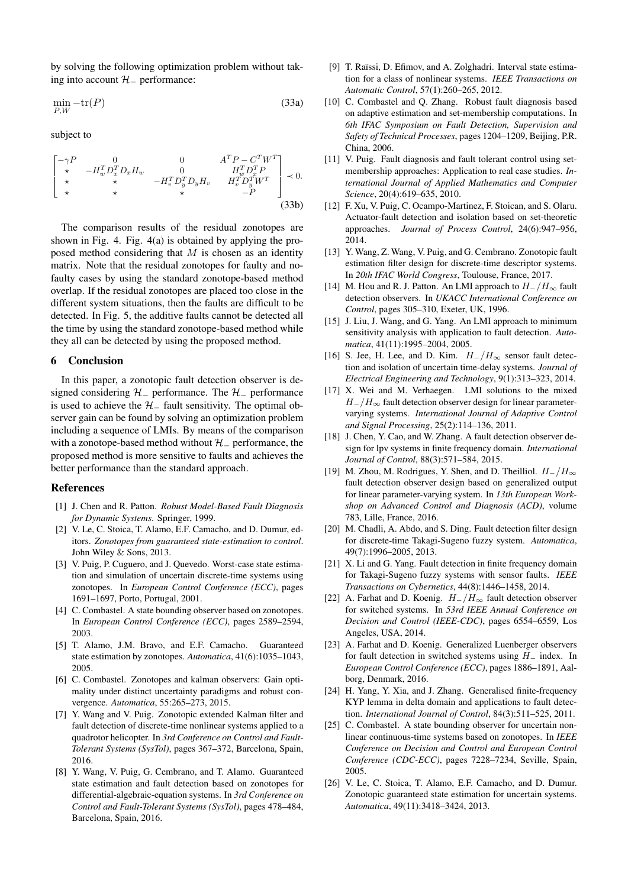by solving the following optimization problem without taking into account $\mathcal{H}_-$ performance:

$$\min_{P,W} -\mathrm{tr}(P) \tag{33a}$$

subject to

$$\begin{bmatrix} -\gamma P & 0 & 0 & A^T P - C^T W^T \\ \star & -H_w^T D_x^T D_x H_w & 0 & H_w^T D_x^T P \\ \star & \star & -H_v^T D_y^T D_y H_v & H_v^T D_y^T W^T \\ \star & \star & \star & -P \end{bmatrix} \prec 0. \tag{33b}$$

The comparison results of the residual zonotopes are shown in Fig. 4. Fig. 4(a) is obtained by applying the proposed method considering that $M$ is chosen as an identity matrix. Note that the residual zonotopes for faulty and no-faulty cases by using the standard zonotope-based method overlap. If the residual zonotopes are placed too close in the different system situations, then the faults are difficult to be detected. In Fig. 5, the additive faults cannot be detected all the time by using the standard zonotope-based method while they all can be detected by using the proposed method.

## 6 Conclusion

In this paper, a zonotopic fault detection observer is designed considering $\mathcal{H}_-$ performance. The $\mathcal{H}_-$ performance is used to achieve the $\mathcal{H}_-$ fault sensitivity. The optimal observer gain can be found by solving an optimization problem including a sequence of LMIs. By means of the comparison with a zonotope-based method without $\mathcal{H}_-$ performance, the proposed method is more sensitive to faults and achieves the better performance than the standard approach.

## References

[1] J. Chen and R. Patton. *Robust Model-Based Fault Diagnosis for Dynamic Systems*. Springer, 1999.

[2] V. Le, C. Stoica, T. Alamo, E.F. Camacho, and D. Dumur, editors. *Zonotopes from guaranteed state-estimation to control*. John Wiley & Sons, 2013.

[3] V. Puig, P. Cuguero, and J. Quevedo. Worst-case state estimation and simulation of uncertain discrete-time systems using zonotopes. In *European Control Conference (ECC)*, pages 1691–1697, Porto, Portugal, 2001.

[4] C. Combastel. A state bounding observer based on zonotopes. In *European Control Conference (ECC)*, pages 2589–2594, 2003.

[5] T. Alamo, J.M. Bravo, and E.F. Camacho. Guaranteed state estimation by zonotopes. *Automatica*, 41(6):1035–1043, 2005.

[6] C. Combastel. Zonotopes and kalman observers: Gain optimality under distinct uncertainty paradigms and robust convergence. *Automatica*, 55:265–273, 2015.

[7] Y. Wang and V. Puig. Zonotopic extended Kalman filter and fault detection of discrete-time nonlinear systems applied to a quadrotor helicopter. In *3rd Conference on Control and Fault-Tolerant Systems (SysTol)*, pages 367–372, Barcelona, Spain, 2016.

[8] Y. Wang, V. Puig, G. Cembrano, and T. Alamo. Guaranteed state estimation and fault detection based on zonotopes for differential-algebraic-equation systems. In *3rd Conference on Control and Fault-Tolerant Systems (SysTol)*, pages 478–484, Barcelona, Spain, 2016.

[9] T. Raïssi, D. Efimov, and A. Zolghadri. Interval state estimation for a class of nonlinear systems. *IEEE Transactions on Automatic Control*, 57(1):260–265, 2012.

[10] C. Combastel and Q. Zhang. Robust fault diagnosis based on adaptive estimation and set-membership computations. In *6th IFAC Symposium on Fault Detection, Supervision and Safety of Technical Processes*, pages 1204–1209, Beijing, P.R. China, 2006.

[11] V. Puig. Fault diagnosis and fault tolerant control using set-membership approaches: Application to real case studies. *International Journal of Applied Mathematics and Computer Science*, 20(4):619–635, 2010.

[12] F. Xu, V. Puig, C. Ocampo-Martinez, F. Stoican, and S. Olaru. Actuator-fault detection and isolation based on set-theoretic approaches. *Journal of Process Control*, 24(6):947–956, 2014.

[13] Y. Wang, Z. Wang, V. Puig, and G. Cembrano. Zonotopic fault estimation filter design for discrete-time descriptor systems. In *20th IFAC World Congress*, Toulouse, France, 2017.

[14] M. Hou and R. J. Patton. An LMI approach to $H_-/H_\infty$ fault detection observers. In *UKACC International Conference on Control*, pages 305–310, Exeter, UK, 1996.

[15] J. Liu, J. Wang, and G. Yang. An LMI approach to minimum sensitivity analysis with application to fault detection. *Automatica*, 41(11):1995–2004, 2005.

[16] S. Jee, H. Lee, and D. Kim. $H_-/H_\infty$ sensor fault detection and isolation of uncertain time-delay systems. *Journal of Electrical Engineering and Technology*, 9(1):313–323, 2014.

[17] X. Wei and M. Verhaegen. LMI solutions to the mixed $H_-/H_\infty$ fault detection observer design for linear parameter-varying systems. *International Journal of Adaptive Control and Signal Processing*, 25(2):114–136, 2011.

[18] J. Chen, Y. Cao, and W. Zhang. A fault detection observer design for lpv systems in finite frequency domain. *International Journal of Control*, 88(3):571–584, 2015.

[19] M. Zhou, M. Rodrigues, Y. Shen, and D. Theilliol. $H_-/H_\infty$ fault detection observer design based on generalized output for linear parameter-varying system. In *13th European Workshop on Advanced Control and Diagnosis (ACD)*, volume 783, Lille, France, 2016.

[20] M. Chadli, A. Abdo, and S. Ding. Fault detection filter design for discrete-time Takagi-Sugeno fuzzy system. *Automatica*, 49(7):1996–2005, 2013.

[21] X. Li and G. Yang. Fault detection in finite frequency domain for Takagi-Sugeno fuzzy systems with sensor faults. *IEEE Transactions on Cybernetics*, 44(8):1446–1458, 2014.

[22] A. Farhat and D. Koenig. $H_-/H_\infty$ fault detection observer for switched systems. In *53rd IEEE Annual Conference on Decision and Control (IEEE-CDC)*, pages 6554–6559, Los Angeles, USA, 2014.

[23] A. Farhat and D. Koenig. Generalized Luenberger observers for fault detection in switched systems using $H_-$ index. In *European Control Conference (ECC)*, pages 1886–1891, Aalborg, Denmark, 2016.

[24] H. Yang, Y. Xia, and J. Zhang. Generalised finite-frequency KYP lemma in delta domain and applications to fault detection. *International Journal of Control*, 84(3):511–525, 2011.

[25] C. Combastel. A state bounding observer for uncertain non-linear continuous-time systems based on zonotopes. In *IEEE Conference on Decision and Control and European Control Conference (CDC-ECC)*, pages 7228–7234, Seville, Spain, 2005.

[26] V. Le, C. Stoica, T. Alamo, E.F. Camacho, and D. Dumur. Zonotopic guaranteed state estimation for uncertain systems. *Automatica*, 49(11):3418–3424, 2013.